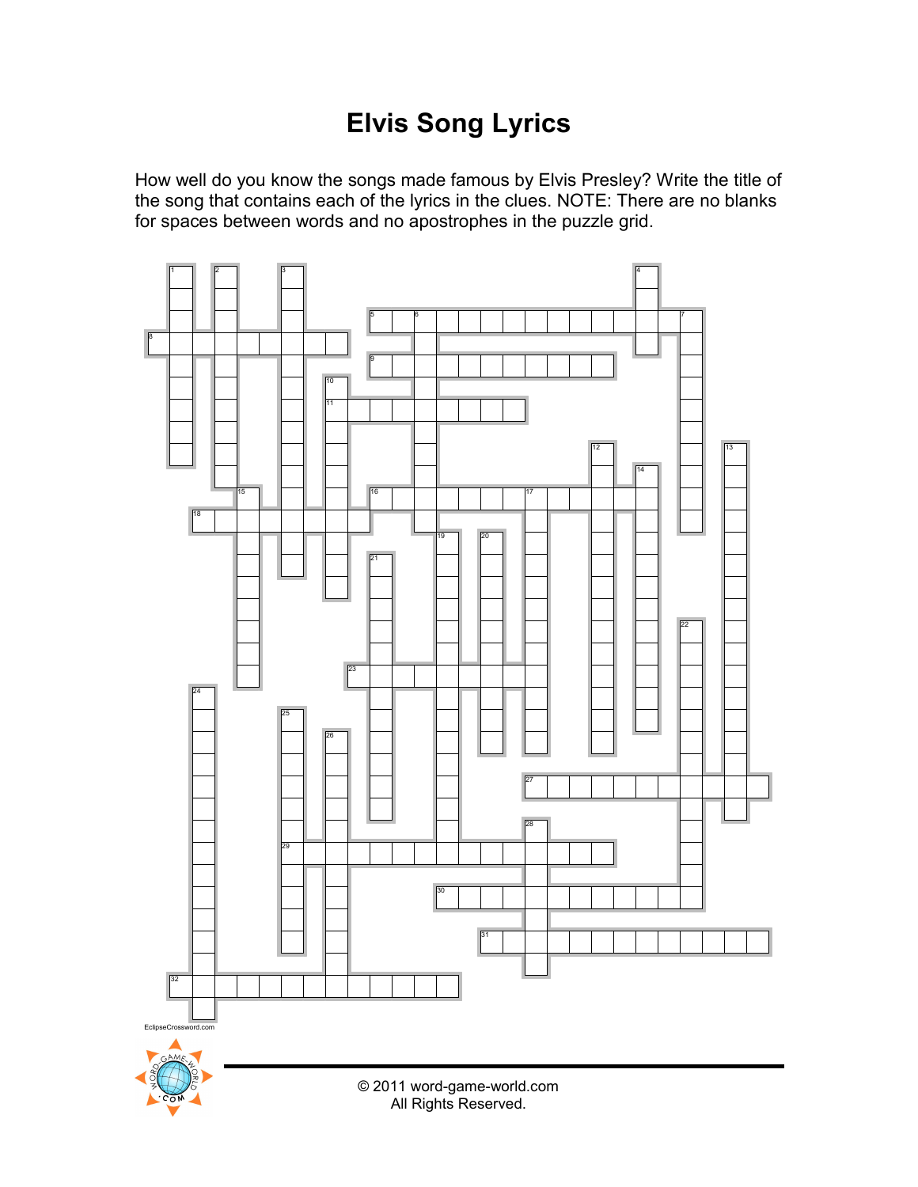# Elvis Song Lyrics

How well do you know the songs made famous by Elvis Presley? Write the title of the song that contains each of the lyrics in the clues. NOTE: There are no blanks for spaces between words and no apostrophes in the puzzle grid.

EclipseCrossword.com

© 2011 word-game-world.com
All Rights Reserved.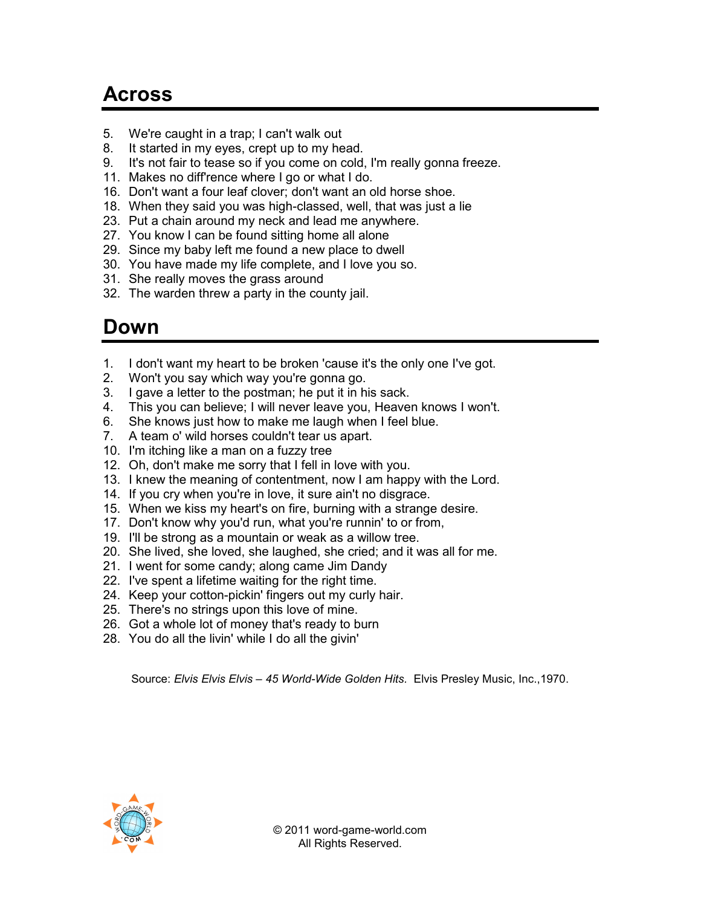## Across

5. We're caught in a trap; I can't walk out
8. It started in my eyes, crept up to my head.
9. It's not fair to tease so if you come on cold, I'm really gonna freeze.
11. Makes no diff'rence where I go or what I do.
16. Don't want a four leaf clover; don't want an old horse shoe.
18. When they said you was high-classed, well, that was just a lie
23. Put a chain around my neck and lead me anywhere.
27. You know I can be found sitting home all alone
29. Since my baby left me found a new place to dwell
30. You have made my life complete, and I love you so.
31. She really moves the grass around
32. The warden threw a party in the county jail.

## Down

1. I don't want my heart to be broken 'cause it's the only one I've got.
2. Won't you say which way you're gonna go.
3. I gave a letter to the postman; he put it in his sack.
4. This you can believe; I will never leave you, Heaven knows I won't.
6. She knows just how to make me laugh when I feel blue.
7. A team o' wild horses couldn't tear us apart.
10. I'm itching like a man on a fuzzy tree
12. Oh, don't make me sorry that I fell in love with you.
13. I knew the meaning of contentment, now I am happy with the Lord.
14. If you cry when you're in love, it sure ain't no disgrace.
15. When we kiss my heart's on fire, burning with a strange desire.
17. Don't know why you'd run, what you're runnin' to or from,
19. I'll be strong as a mountain or weak as a willow tree.
20. She lived, she loved, she laughed, she cried; and it was all for me.
21. I went for some candy; along came Jim Dandy
22. I've spent a lifetime waiting for the right time.
24. Keep your cotton-pickin' fingers out my curly hair.
25. There's no strings upon this love of mine.
26. Got a whole lot of money that's ready to burn
28. You do all the livin' while I do all the givin'

Source: *Elvis Elvis Elvis – 45 World-Wide Golden Hits.* Elvis Presley Music, Inc.,1970.

© 2011 word-game-world.com
All Rights Reserved.